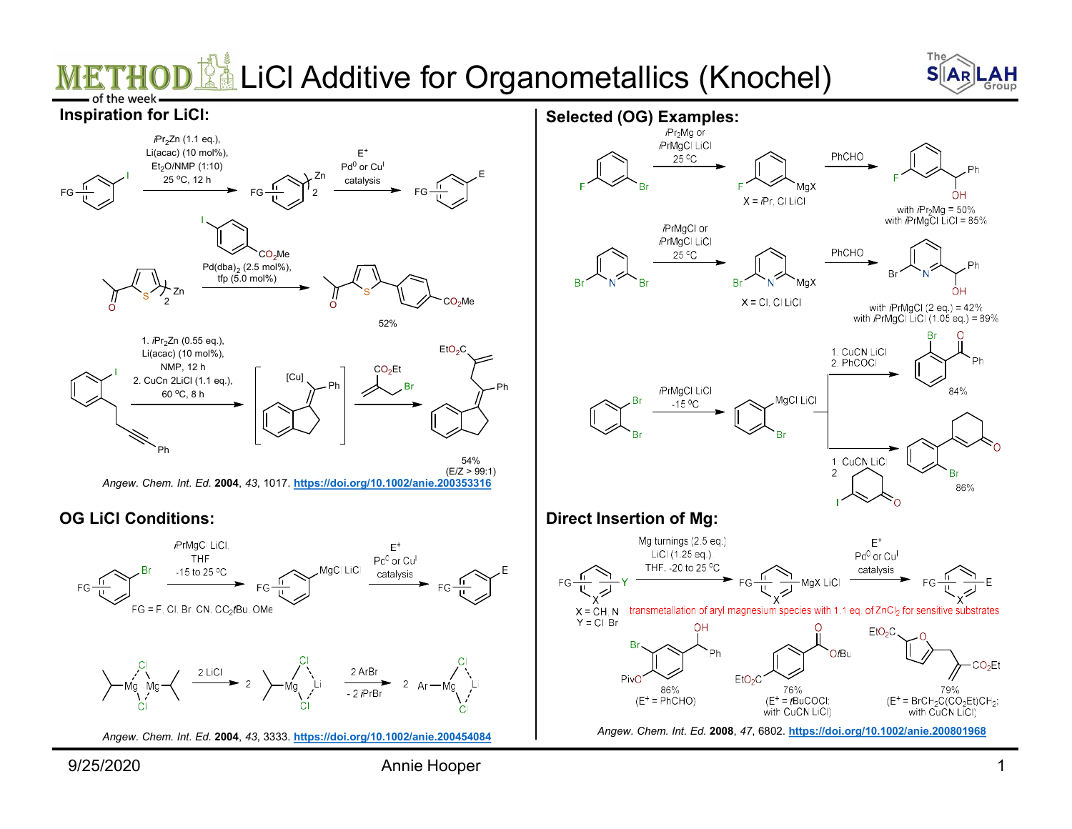# LiCl Additive for Organometallics (Knochel)

## Inspiration for LiCl:

$iPr_2Zn$ (1.1 eq.), Li(acac) (10 mol%), $Et_2O$/NMP (1:10), 25 °C, 12 h

$E^+$, $Pd^0$ or $Cu^I$ catalysis

$Pd(dba)_2$ (2.5 mol%), tfp (5.0 mol%)

52%

1. $iPr_2Zn$ (0.55 eq.), Li(acac) (10 mol%), NMP, 12 h
2. CuCn 2LiCl (1.1 eq.), 60 °C, 8 h

54% (E/Z > 99:1)

*Angew. Chem. Int. Ed.* **2004**, *43*, 1017. https://doi.org/10.1002/anie.200353316

## OG LiCl Conditions:

iPrMgCl LiCl, THF, -15 to 25 °C

$E^+$, $Pd^0$ or $Cu^I$ catalysis

FG = F, Cl, Br, CN, $CO_2tBu$, OMe

2 LiCl

2 ArBr, - 2 iPrBr

*Angew. Chem. Int. Ed.* **2004**, *43*, 3333. https://doi.org/10.1002/anie.200454084

## Selected (OG) Examples:

$iPr_2Mg$ or iPrMgCl LiCl, 25 °C

X = iPr, Cl LiCl

PhCHO

with $iPr_2Mg$ = 50%
with iPrMgCl LiCl = 85%

iPrMgCl or iPrMgCl LiCl, 25 °C

X = Cl, Cl LiCl

PhCHO

with iPrMgCl (2 eq.) = 42%
with iPrMgCl LiCl (1.05 eq.) = 89%

iPrMgCl LiCl, -15 °C

1. CuCN LiCl
2. PhCOCl

84%

1. CuCN LiCl
2. (3-iodocyclohex-2-enone)

86%

## Direct Insertion of Mg:

Mg turnings (2.5 eq.), LiCl (1.25 eq.), THF, -20 to 25 °C

$E^+$, $Pd^0$ or $Cu^I$ catalysis

X = CH, N
Y = Cl, Br

transmetallation of aryl magnesium species with 1.1 eq. of $ZnCl_2$ for sensitive substrates

86% ($E^+$ = PhCHO)

76% ($E^+$ = tBuCOCl; with CuCN LiCl)

79% ($E^+$ = $BrCH_2C(CO_2Et)CH_2$; with CuCN LiCl)

*Angew. Chem. Int. Ed.* **2008**, *47*, 6802. https://doi.org/10.1002/anie.200801968

9/25/2020 Annie Hooper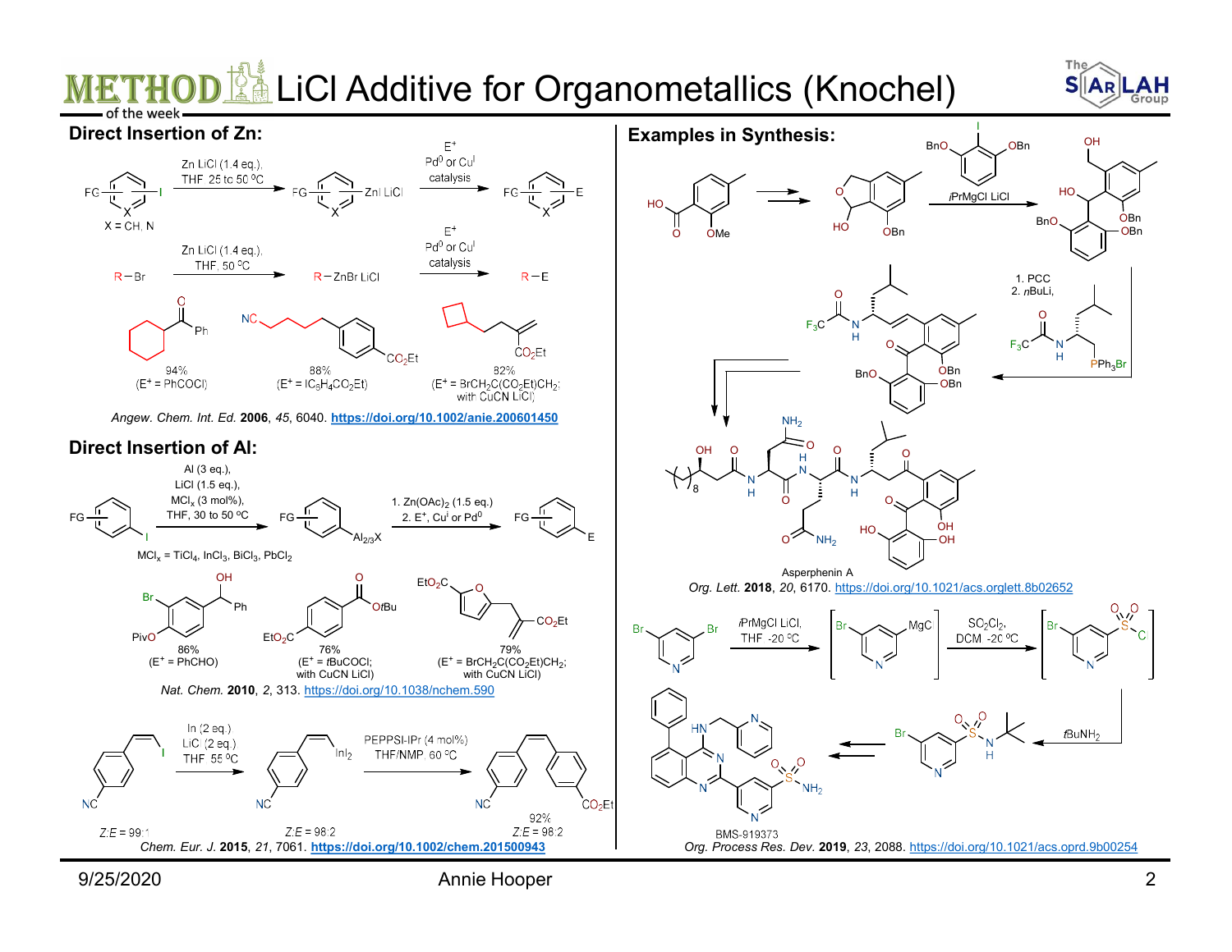# LiCl Additive for Organometallics (Knochel)

## Direct Insertion of Zn:

FG–(Ar, X = CH, N)–I → Zn LiCl (1.4 eq.), THF, 25 to 50 °C → FG–Ar–ZnI LiCl → $E^+$, $Pd^0$ or $Cu^I$ catalysis → FG–Ar–E

R–Br → Zn LiCl (1.4 eq.), THF, 50 °C → R–ZnBr LiCl → $E^+$, $Pd^0$ or $Cu^I$ catalysis → R–E

94% ($E^+$ = PhCOCl)

88% ($E^+$ = $IC_6H_4CO_2Et$)

82% ($E^+$ = $BrCH_2C(CO_2Et)CH_2$; with CuCN LiCl)

*Angew. Chem. Int. Ed.* **2006**, *45*, 6040. https://doi.org/10.1002/anie.200601450

## Direct Insertion of Al:

FG–Ar–I → Al (3 eq.), LiCl (1.5 eq.), $MCl_x$ (3 mol%), THF, 30 to 50 °C → FG–Ar–$Al_{2/3}X$ → 1. $Zn(OAc)_2$ (1.5 eq.) 2. $E^+$, $Cu^I$ or $Pd^0$ → FG–Ar–E

$MCl_x$ = $TiCl_4$, $InCl_3$, $BiCl_3$, $PbCl_2$

86% ($E^+$ = PhCHO)

76% ($E^+$ = tBuCOCl; with CuCN LiCl)

79% ($E^+$ = $BrCH_2C(CO_2Et)CH_2$; with CuCN LiCl)

*Nat. Chem.* **2010**, *2*, 313. https://doi.org/10.1038/nchem.590

In (2 eq.), LiCl (2 eq.), THF, 55 °C; PEPPSI-IPr (4 mol%), THF/NMP, 60 °C

Z:E = 99:1 → Z:E = 98:2 → 92%, Z:E = 98:2

*Chem. Eur. J.* **2015**, *21*, 7061. https://doi.org/10.1002/chem.201500943

## Examples in Synthesis:

iPrMgCl LiCl

1. PCC
2. nBuLi, $F_3C(O)NH$–…–$PPh_3Br$

Asperphenin A

*Org. Lett.* **2018**, *20*, 6170. https://doi.org/10.1021/acs.orglett.8b02652

iPrMgCl LiCl, THF, -20 °C

$SO_2Cl_2$, DCM, -20 °C

tBuNH$_2$

BMS-919373

*Org. Process Res. Dev.* **2019**, *23*, 2088. https://doi.org/10.1021/acs.oprd.9b00254

9/25/2020 Annie Hooper